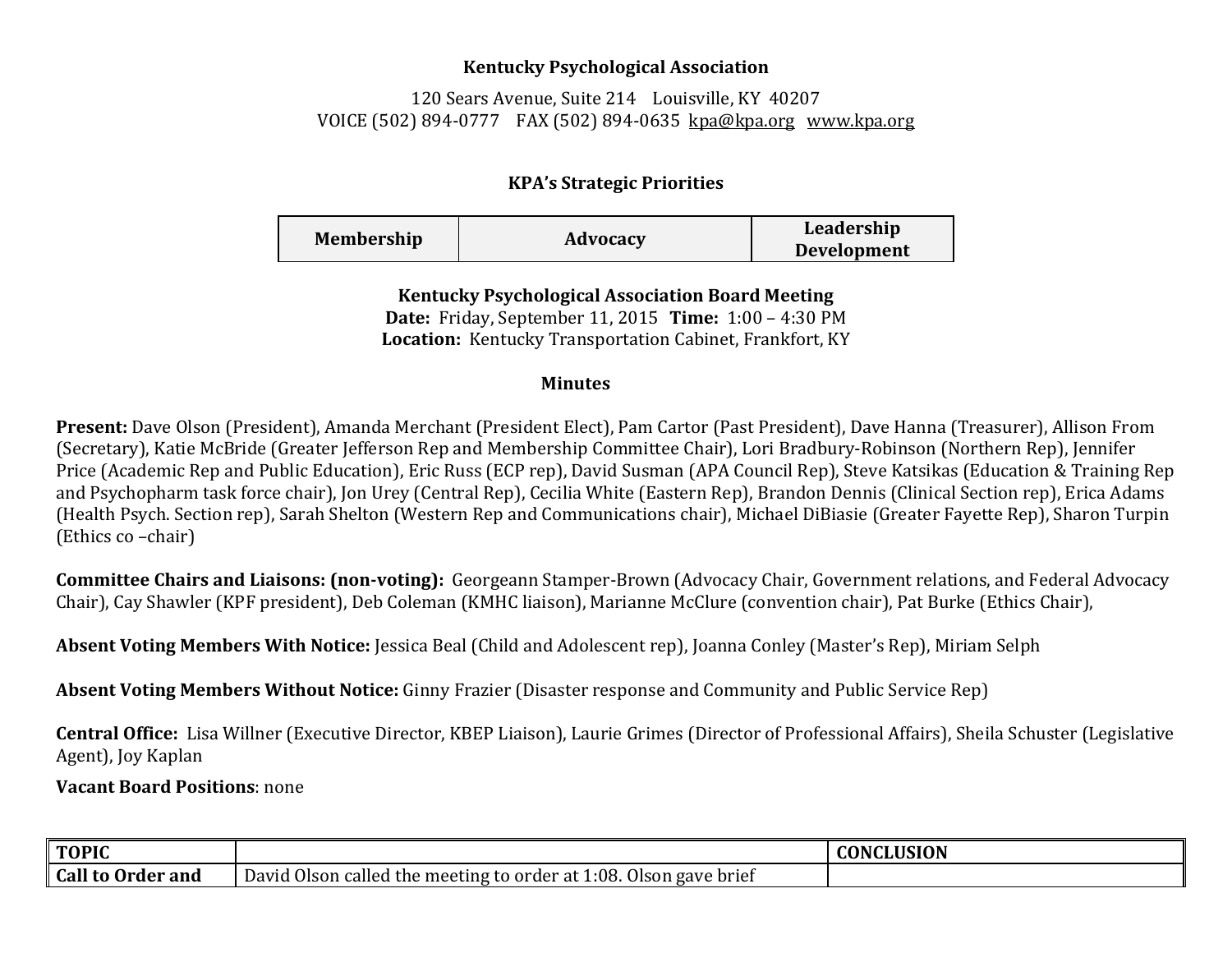**Kentucky Psychological Association**

120 Sears Avenue, Suite 214 Louisville, KY 40207
VOICE (502) 894-0777 FAX (502) 894-0635 kpa@kpa.org www.kpa.org

**KPA's Strategic Priorities**

| Membership | Advocacy | Leadership Development |
|---|---|---|

**Kentucky Psychological Association Board Meeting**
**Date:** Friday, September 11, 2015 **Time:** 1:00 – 4:30 PM
**Location:** Kentucky Transportation Cabinet, Frankfort, KY

**Minutes**

**Present:** Dave Olson (President), Amanda Merchant (President Elect), Pam Cartor (Past President), Dave Hanna (Treasurer), Allison From (Secretary), Katie McBride (Greater Jefferson Rep and Membership Committee Chair), Lori Bradbury-Robinson (Northern Rep), Jennifer Price (Academic Rep and Public Education), Eric Russ (ECP rep), David Susman (APA Council Rep), Steve Katsikas (Education & Training Rep and Psychopharm task force chair), Jon Urey (Central Rep), Cecilia White (Eastern Rep), Brandon Dennis (Clinical Section rep), Erica Adams (Health Psych. Section rep), Sarah Shelton (Western Rep and Communications chair), Michael DiBiasie (Greater Fayette Rep), Sharon Turpin (Ethics co –chair)

**Committee Chairs and Liaisons: (non-voting):** Georgeann Stamper-Brown (Advocacy Chair, Government relations, and Federal Advocacy Chair), Cay Shawler (KPF president), Deb Coleman (KMHC liaison), Marianne McClure (convention chair), Pat Burke (Ethics Chair),

**Absent Voting Members With Notice:** Jessica Beal (Child and Adolescent rep), Joanna Conley (Master's Rep), Miriam Selph

**Absent Voting Members Without Notice:** Ginny Frazier (Disaster response and Community and Public Service Rep)

**Central Office:** Lisa Willner (Executive Director, KBEP Liaison), Laurie Grimes (Director of Professional Affairs), Sheila Schuster (Legislative Agent), Joy Kaplan

**Vacant Board Positions**: none

| TOPIC | | CONCLUSION |
|---|---|---|
| **Call to Order and** | David Olson called the meeting to order at 1:08. Olson gave brief | |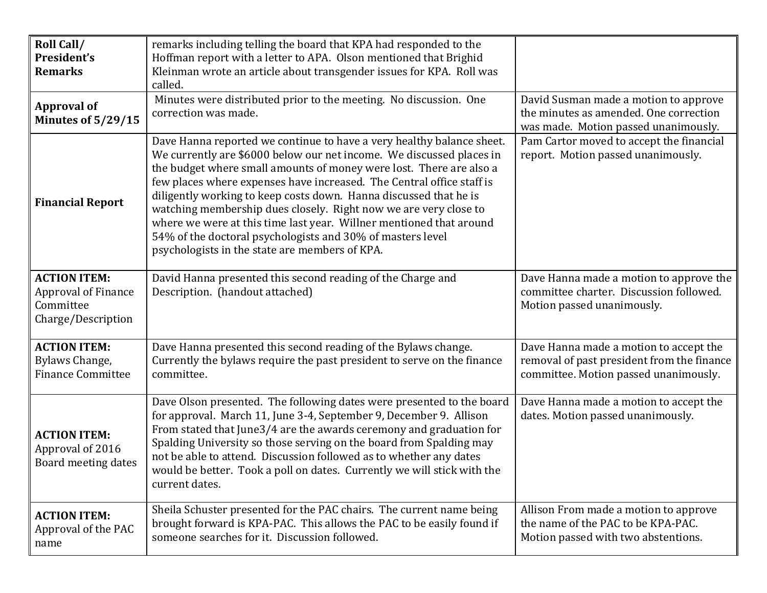| Roll Call/ President's Remarks | remarks including telling the board that KPA had responded to the Hoffman report with a letter to APA. Olson mentioned that Brighid Kleinman wrote an article about transgender issues for KPA. Roll was called. | |
|---|---|---|
| **Approval of Minutes of 5/29/15** | Minutes were distributed prior to the meeting. No discussion. One correction was made. | David Susman made a motion to approve the minutes as amended. One correction was made. Motion passed unanimously. |
| **Financial Report** | Dave Hanna reported we continue to have a very healthy balance sheet. We currently are $6000 below our net income. We discussed places in the budget where small amounts of money were lost. There are also a few places where expenses have increased. The Central office staff is diligently working to keep costs down. Hanna discussed that he is watching membership dues closely. Right now we are very close to where we were at this time last year. Willner mentioned that around 54% of the doctoral psychologists and 30% of masters level psychologists in the state are members of KPA. | Pam Cartor moved to accept the financial report. Motion passed unanimously. |
| **ACTION ITEM:** Approval of Finance Committee Charge/Description | David Hanna presented this second reading of the Charge and Description. (handout attached) | Dave Hanna made a motion to approve the committee charter. Discussion followed. Motion passed unanimously. |
| **ACTION ITEM:** Bylaws Change, Finance Committee | Dave Hanna presented this second reading of the Bylaws change. Currently the bylaws require the past president to serve on the finance committee. | Dave Hanna made a motion to accept the removal of past president from the finance committee. Motion passed unanimously. |
| **ACTION ITEM:** Approval of 2016 Board meeting dates | Dave Olson presented. The following dates were presented to the board for approval. March 11, June 3-4, September 9, December 9. Allison From stated that June3/4 are the awards ceremony and graduation for Spalding University so those serving on the board from Spalding may not be able to attend. Discussion followed as to whether any dates would be better. Took a poll on dates. Currently we will stick with the current dates. | Dave Hanna made a motion to accept the dates. Motion passed unanimously. |
| **ACTION ITEM:** Approval of the PAC name | Sheila Schuster presented for the PAC chairs. The current name being brought forward is KPA-PAC. This allows the PAC to be easily found if someone searches for it. Discussion followed. | Allison From made a motion to approve the name of the PAC to be KPA-PAC. Motion passed with two abstentions. |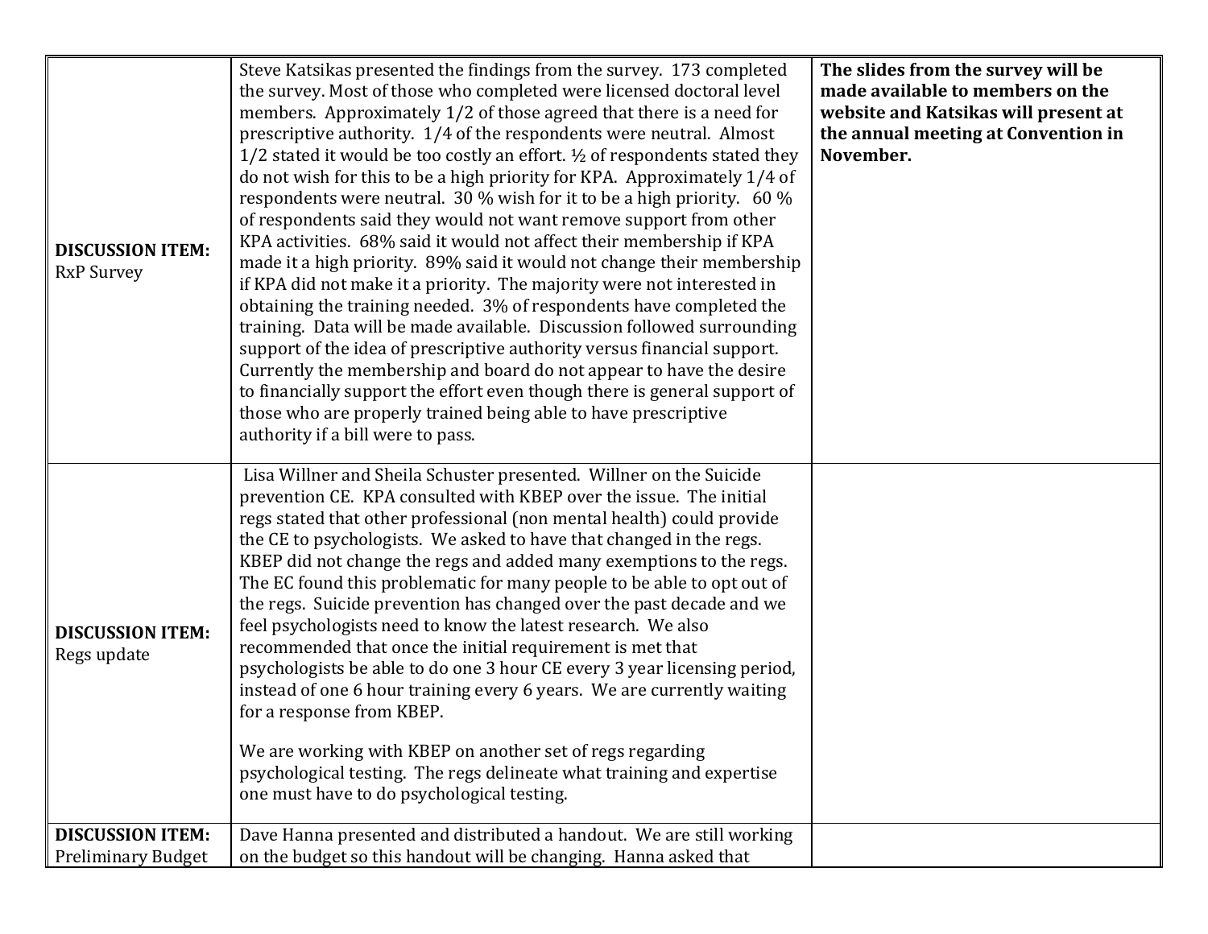| | | |
|---|---|---|
| **DISCUSSION ITEM:** RxP Survey | Steve Katsikas presented the findings from the survey. 173 completed the survey. Most of those who completed were licensed doctoral level members. Approximately 1/2 of those agreed that there is a need for prescriptive authority. 1/4 of the respondents were neutral. Almost 1/2 stated it would be too costly an effort. ½ of respondents stated they do not wish for this to be a high priority for KPA. Approximately 1/4 of respondents were neutral. 30 % wish for it to be a high priority. 60 % of respondents said they would not want remove support from other KPA activities. 68% said it would not affect their membership if KPA made it a high priority. 89% said it would not change their membership if KPA did not make it a priority. The majority were not interested in obtaining the training needed. 3% of respondents have completed the training. Data will be made available. Discussion followed surrounding support of the idea of prescriptive authority versus financial support. Currently the membership and board do not appear to have the desire to financially support the effort even though there is general support of those who are properly trained being able to have prescriptive authority if a bill were to pass. | **The slides from the survey will be made available to members on the website and Katsikas will present at the annual meeting at Convention in November.** |
| **DISCUSSION ITEM:** Regs update | Lisa Willner and Sheila Schuster presented. Willner on the Suicide prevention CE. KPA consulted with KBEP over the issue. The initial regs stated that other professional (non mental health) could provide the CE to psychologists. We asked to have that changed in the regs. KBEP did not change the regs and added many exemptions to the regs. The EC found this problematic for many people to be able to opt out of the regs. Suicide prevention has changed over the past decade and we feel psychologists need to know the latest research. We also recommended that once the initial requirement is met that psychologists be able to do one 3 hour CE every 3 year licensing period, instead of one 6 hour training every 6 years. We are currently waiting for a response from KBEP.<br><br>We are working with KBEP on another set of regs regarding psychological testing. The regs delineate what training and expertise one must have to do psychological testing. | |
| **DISCUSSION ITEM:** Preliminary Budget | Dave Hanna presented and distributed a handout. We are still working on the budget so this handout will be changing. Hanna asked that | |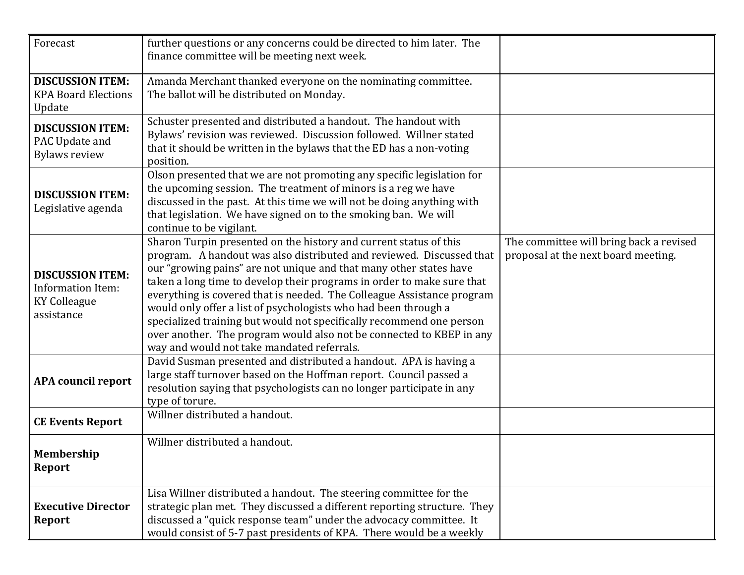| Forecast | further questions or any concerns could be directed to him later. The finance committee will be meeting next week. | |
|---|---|---|
| **DISCUSSION ITEM:** KPA Board Elections Update | Amanda Merchant thanked everyone on the nominating committee. The ballot will be distributed on Monday. | |
| **DISCUSSION ITEM:** PAC Update and Bylaws review | Schuster presented and distributed a handout. The handout with Bylaws' revision was reviewed. Discussion followed. Willner stated that it should be written in the bylaws that the ED has a non-voting position. | |
| **DISCUSSION ITEM:** Legislative agenda | Olson presented that we are not promoting any specific legislation for the upcoming session. The treatment of minors is a reg we have discussed in the past. At this time we will not be doing anything with that legislation. We have signed on to the smoking ban. We will continue to be vigilant. | |
| **DISCUSSION ITEM:** Information Item: KY Colleague assistance | Sharon Turpin presented on the history and current status of this program. A handout was also distributed and reviewed. Discussed that our "growing pains" are not unique and that many other states have taken a long time to develop their programs in order to make sure that everything is covered that is needed. The Colleague Assistance program would only offer a list of psychologists who had been through a specialized training but would not specifically recommend one person over another. The program would also not be connected to KBEP in any way and would not take mandated referrals. | The committee will bring back a revised proposal at the next board meeting. |
| **APA council report** | David Susman presented and distributed a handout. APA is having a large staff turnover based on the Hoffman report. Council passed a resolution saying that psychologists can no longer participate in any type of torure. | |
| **CE Events Report** | Willner distributed a handout. | |
| **Membership Report** | Willner distributed a handout. | |
| **Executive Director Report** | Lisa Willner distributed a handout. The steering committee for the strategic plan met. They discussed a different reporting structure. They discussed a "quick response team" under the advocacy committee. It would consist of 5-7 past presidents of KPA. There would be a weekly | |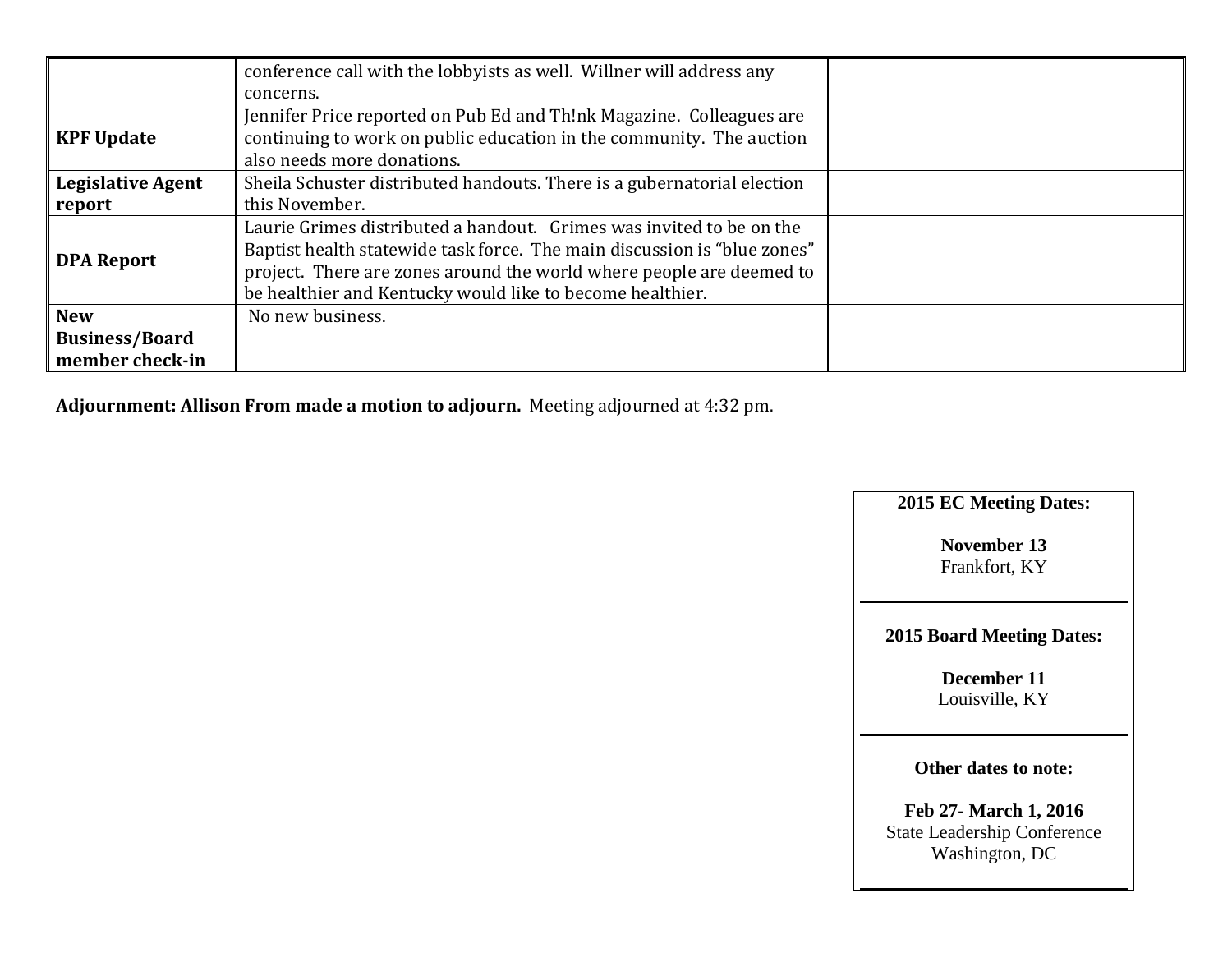| | | |
|---|---|---|
| | conference call with the lobbyists as well. Willner will address any concerns. | |
| **KPF Update** | Jennifer Price reported on Pub Ed and Th!nk Magazine. Colleagues are continuing to work on public education in the community. The auction also needs more donations. | |
| **Legislative Agent report** | Sheila Schuster distributed handouts. There is a gubernatorial election this November. | |
| **DPA Report** | Laurie Grimes distributed a handout. Grimes was invited to be on the Baptist health statewide task force. The main discussion is "blue zones" project. There are zones around the world where people are deemed to be healthier and Kentucky would like to become healthier. | |
| **New Business/Board member check-in** | No new business. | |

**Adjournment: Allison From made a motion to adjourn.** Meeting adjourned at 4:32 pm.

**2015 EC Meeting Dates:**

**November 13**
Frankfort, KY

**2015 Board Meeting Dates:**

**December 11**
Louisville, KY

**Other dates to note:**

**Feb 27- March 1, 2016**
State Leadership Conference
Washington, DC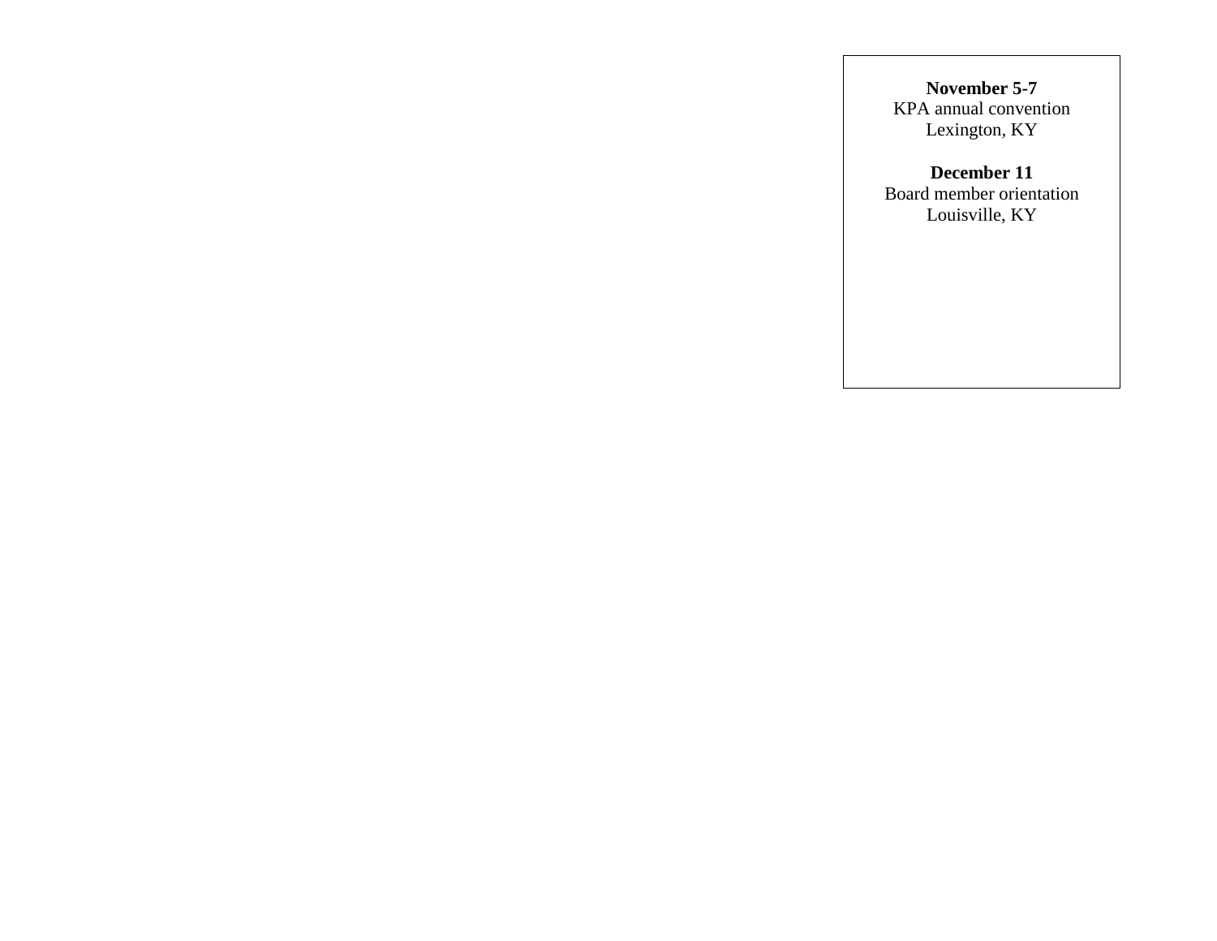**November 5-7**
KPA annual convention
Lexington, KY

**December 11**
Board member orientation
Louisville, KY